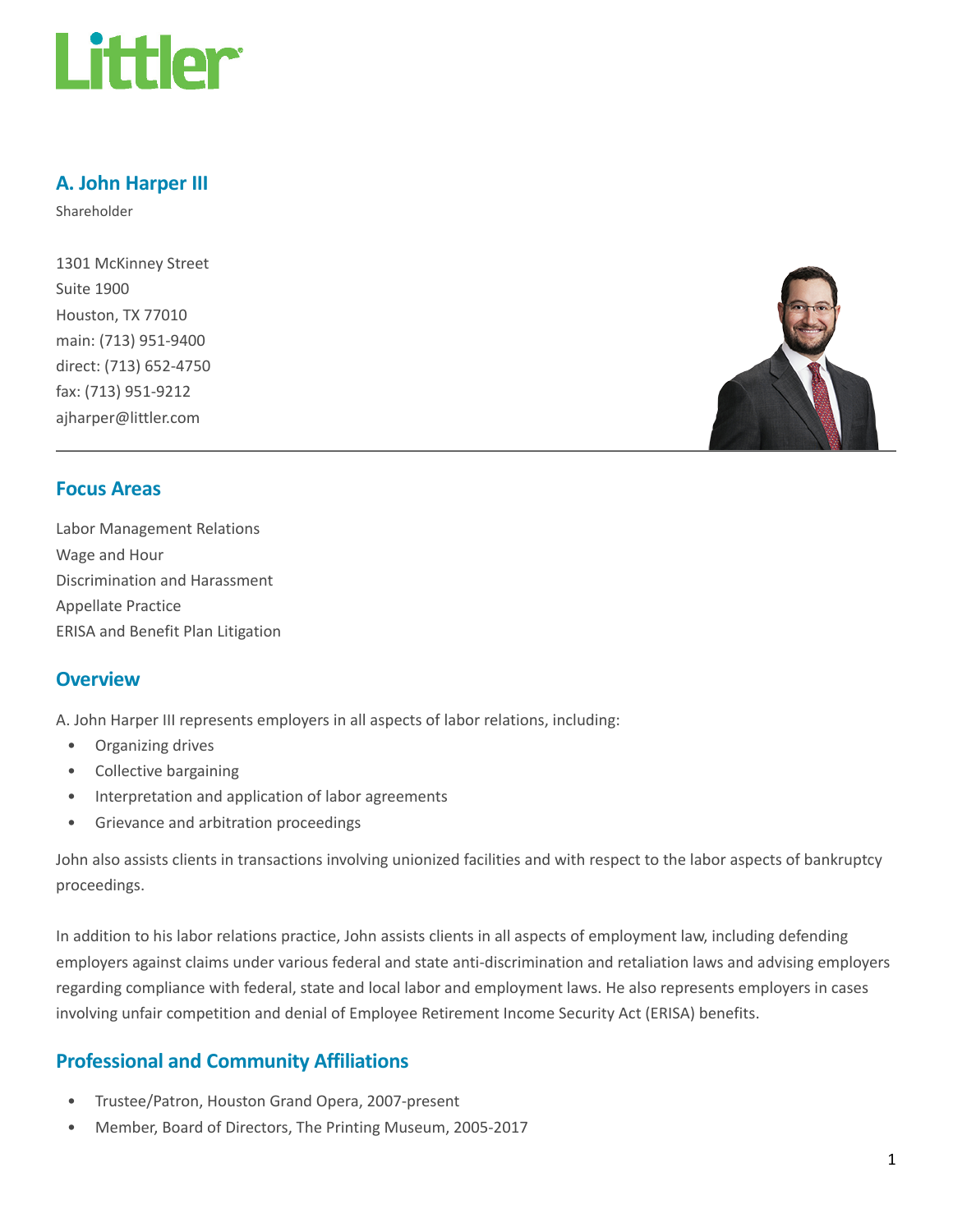# A. John Harper III

Shareholder

1301 McKinney Street
Suite 1900
Houston, TX 77010
main: (713) 951-9400
direct: (713) 652-4750
fax: (713) 951-9212
ajharper@littler.com

## Focus Areas

Labor Management Relations
Wage and Hour
Discrimination and Harassment
Appellate Practice
ERISA and Benefit Plan Litigation

## Overview

A. John Harper III represents employers in all aspects of labor relations, including:

- Organizing drives
- Collective bargaining
- Interpretation and application of labor agreements
- Grievance and arbitration proceedings

John also assists clients in transactions involving unionized facilities and with respect to the labor aspects of bankruptcy proceedings.

In addition to his labor relations practice, John assists clients in all aspects of employment law, including defending employers against claims under various federal and state anti-discrimination and retaliation laws and advising employers regarding compliance with federal, state and local labor and employment laws. He also represents employers in cases involving unfair competition and denial of Employee Retirement Income Security Act (ERISA) benefits.

## Professional and Community Affiliations

- Trustee/Patron, Houston Grand Opera, 2007-present
- Member, Board of Directors, The Printing Museum, 2005-2017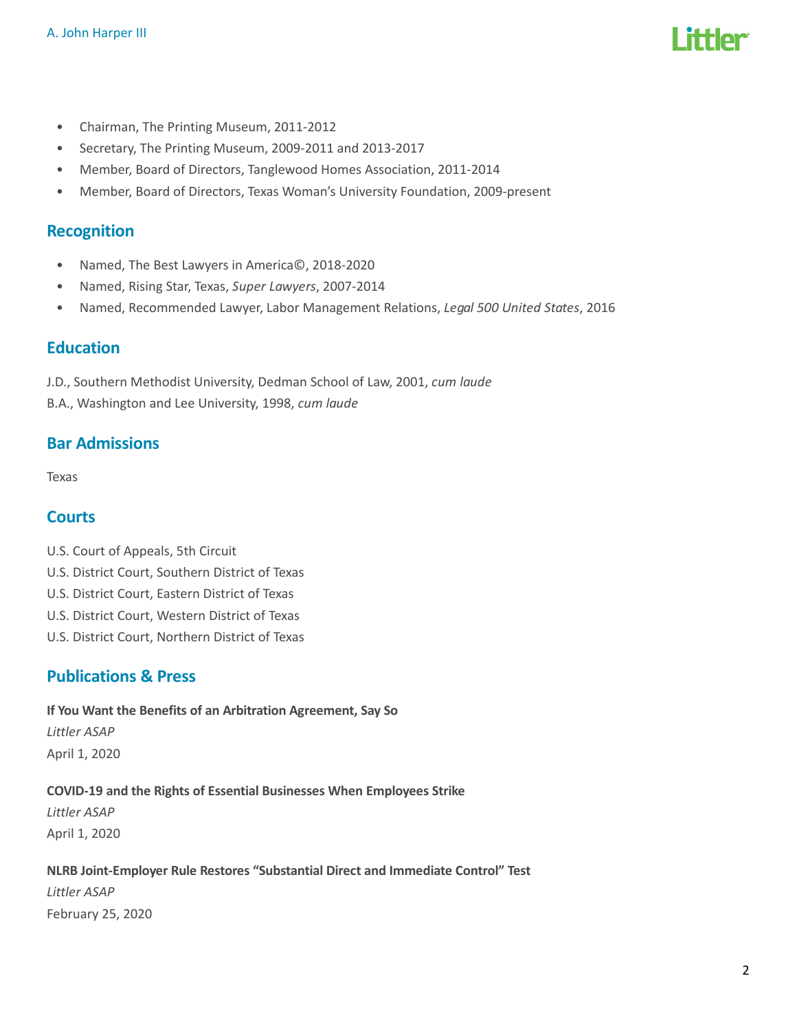- Chairman, The Printing Museum, 2011-2012
- Secretary, The Printing Museum, 2009-2011 and 2013-2017
- Member, Board of Directors, Tanglewood Homes Association, 2011-2014
- Member, Board of Directors, Texas Woman's University Foundation, 2009-present

## Recognition

- Named, The Best Lawyers in America©, 2018-2020
- Named, Rising Star, Texas, *Super Lawyers*, 2007-2014
- Named, Recommended Lawyer, Labor Management Relations, *Legal 500 United States*, 2016

## Education

J.D., Southern Methodist University, Dedman School of Law, 2001, *cum laude*
B.A., Washington and Lee University, 1998, *cum laude*

## Bar Admissions

Texas

## Courts

U.S. Court of Appeals, 5th Circuit
U.S. District Court, Southern District of Texas
U.S. District Court, Eastern District of Texas
U.S. District Court, Western District of Texas
U.S. District Court, Northern District of Texas

## Publications & Press

**If You Want the Benefits of an Arbitration Agreement, Say So**
*Littler ASAP*
April 1, 2020

**COVID-19 and the Rights of Essential Businesses When Employees Strike**
*Littler ASAP*
April 1, 2020

**NLRB Joint-Employer Rule Restores "Substantial Direct and Immediate Control" Test**
*Littler ASAP*
February 25, 2020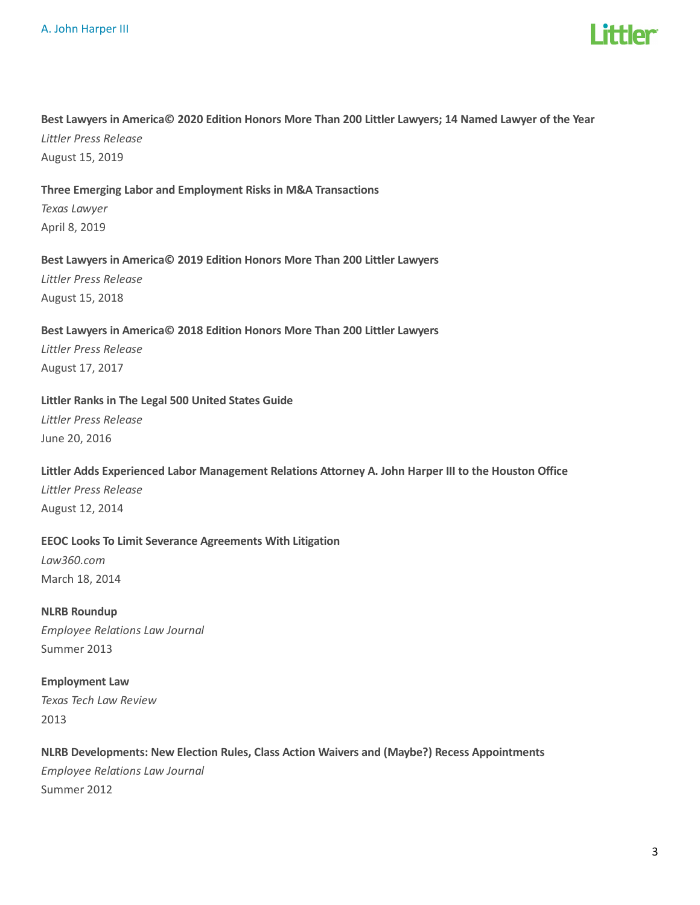**Best Lawyers in America© 2020 Edition Honors More Than 200 Littler Lawyers; 14 Named Lawyer of the Year**
*Littler Press Release*
August 15, 2019

**Three Emerging Labor and Employment Risks in M&A Transactions**
*Texas Lawyer*
April 8, 2019

**Best Lawyers in America© 2019 Edition Honors More Than 200 Littler Lawyers**
*Littler Press Release*
August 15, 2018

**Best Lawyers in America© 2018 Edition Honors More Than 200 Littler Lawyers**
*Littler Press Release*
August 17, 2017

**Littler Ranks in The Legal 500 United States Guide**
*Littler Press Release*
June 20, 2016

**Littler Adds Experienced Labor Management Relations Attorney A. John Harper III to the Houston Office**
*Littler Press Release*
August 12, 2014

**EEOC Looks To Limit Severance Agreements With Litigation**
*Law360.com*
March 18, 2014

**NLRB Roundup**
*Employee Relations Law Journal*
Summer 2013

**Employment Law**
*Texas Tech Law Review*
2013

**NLRB Developments: New Election Rules, Class Action Waivers and (Maybe?) Recess Appointments**
*Employee Relations Law Journal*
Summer 2012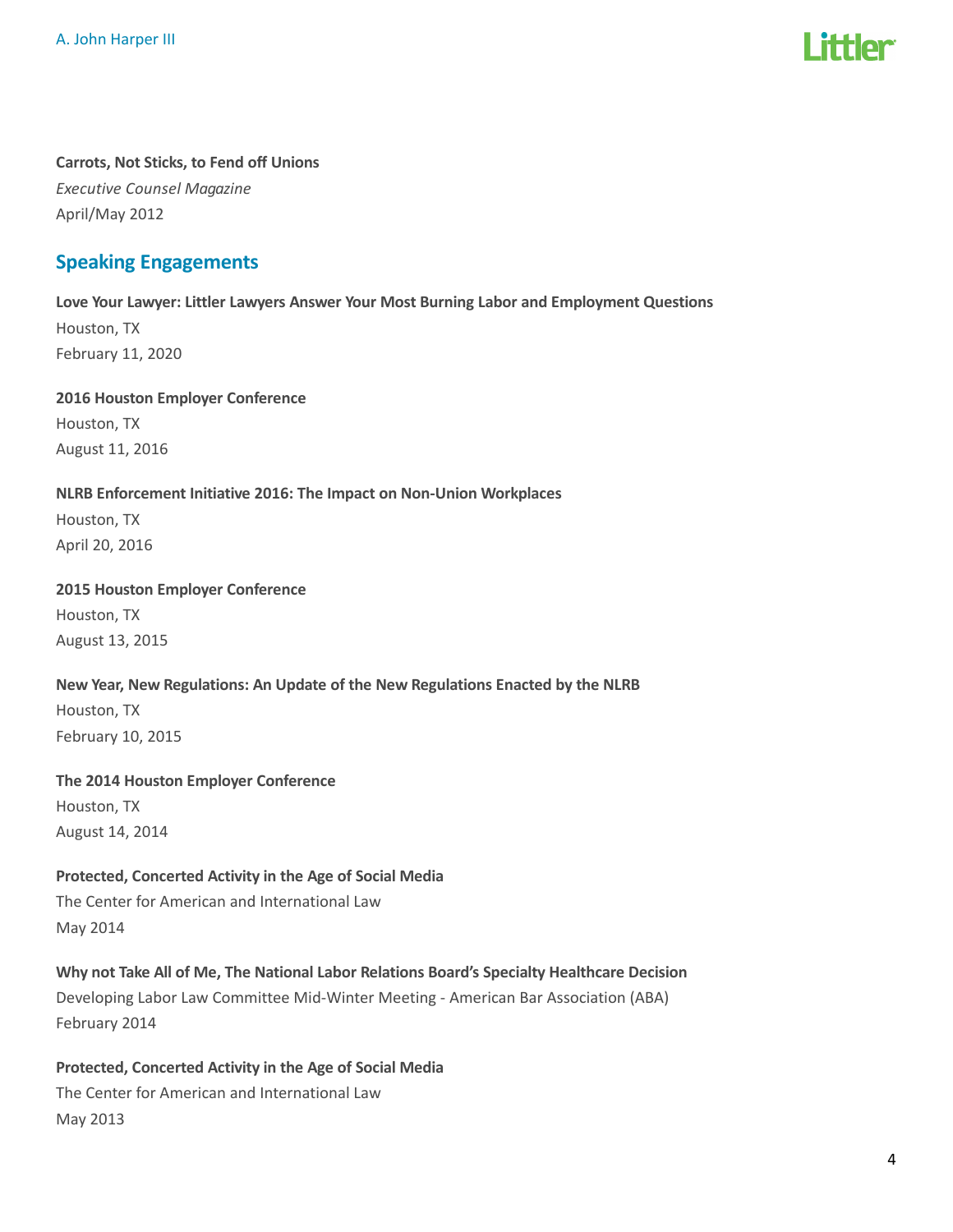**Carrots, Not Sticks, to Fend off Unions**
*Executive Counsel Magazine*
April/May 2012

## Speaking Engagements

**Love Your Lawyer: Littler Lawyers Answer Your Most Burning Labor and Employment Questions**
Houston, TX
February 11, 2020

**2016 Houston Employer Conference**
Houston, TX
August 11, 2016

**NLRB Enforcement Initiative 2016: The Impact on Non-Union Workplaces**
Houston, TX
April 20, 2016

**2015 Houston Employer Conference**
Houston, TX
August 13, 2015

**New Year, New Regulations: An Update of the New Regulations Enacted by the NLRB**
Houston, TX
February 10, 2015

**The 2014 Houston Employer Conference**
Houston, TX
August 14, 2014

**Protected, Concerted Activity in the Age of Social Media**
The Center for American and International Law
May 2014

**Why not Take All of Me, The National Labor Relations Board's Specialty Healthcare Decision**
Developing Labor Law Committee Mid-Winter Meeting - American Bar Association (ABA)
February 2014

**Protected, Concerted Activity in the Age of Social Media**
The Center for American and International Law
May 2013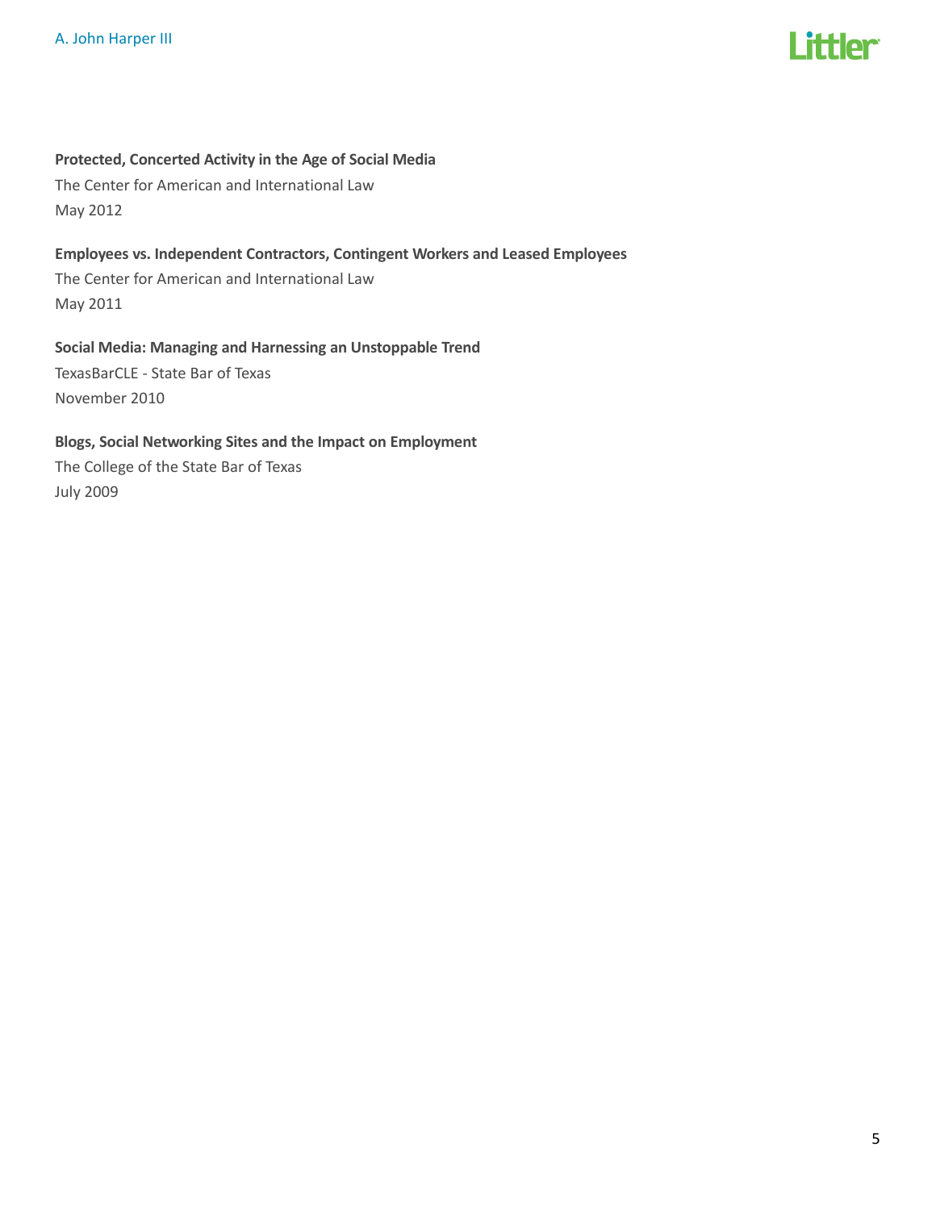**Protected, Concerted Activity in the Age of Social Media**
The Center for American and International Law
May 2012

**Employees vs. Independent Contractors, Contingent Workers and Leased Employees**
The Center for American and International Law
May 2011

**Social Media: Managing and Harnessing an Unstoppable Trend**
TexasBarCLE - State Bar of Texas
November 2010

**Blogs, Social Networking Sites and the Impact on Employment**
The College of the State Bar of Texas
July 2009